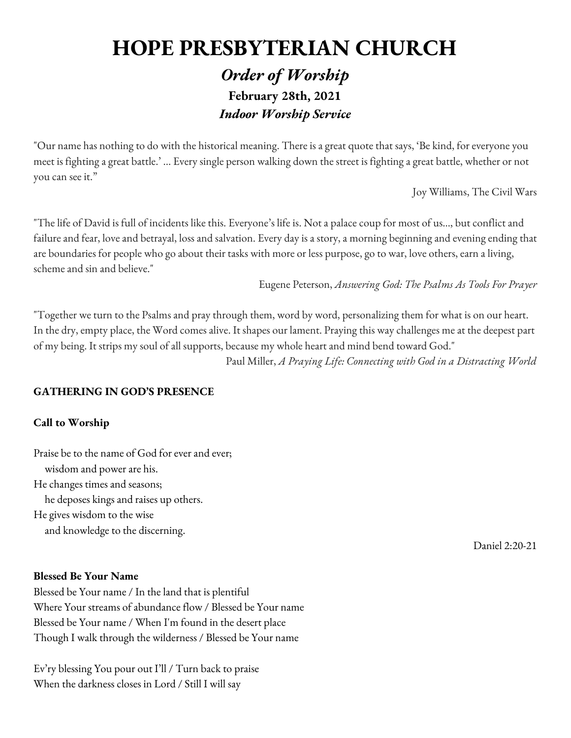# HOPE PRESBYTERIAN CHURCH

## *Order of Worship*

### February 28th, 2021

### *Indoor Worship Service*

"Our name has nothing to do with the historical meaning. There is a great quote that says, 'Be kind, for everyone you meet is fighting a great battle.' ... Every single person walking down the street is fighting a great battle, whether or not you can see it."

Joy Williams, The Civil Wars

"The life of David is full of incidents like this. Everyone's life is. Not a palace coup for most of us..., but conflict and failure and fear, love and betrayal, loss and salvation. Every day is a story, a morning beginning and evening ending that are boundaries for people who go about their tasks with more or less purpose, go to war, love others, earn a living, scheme and sin and believe."

Eugene Peterson, *Answering God: The Psalms As Tools For Prayer*

"Together we turn to the Psalms and pray through them, word by word, personalizing them for what is on our heart. In the dry, empty place, the Word comes alive. It shapes our lament. Praying this way challenges me at the deepest part of my being. It strips my soul of all supports, because my whole heart and mind bend toward God."

Paul Miller, *A Praying Life: Connecting with God in a Distracting World*

**GATHERING IN GOD'S PRESENCE**

**Call to Worship**

Praise be to the name of God for ever and ever;
  wisdom and power are his.
He changes times and seasons;
  he deposes kings and raises up others.
He gives wisdom to the wise
  and knowledge to the discerning.

Daniel 2:20-21

**Blessed Be Your Name**

Blessed be Your name / In the land that is plentiful
Where Your streams of abundance flow / Blessed be Your name
Blessed be Your name / When I'm found in the desert place
Though I walk through the wilderness / Blessed be Your name

Ev'ry blessing You pour out I'll / Turn back to praise
When the darkness closes in Lord / Still I will say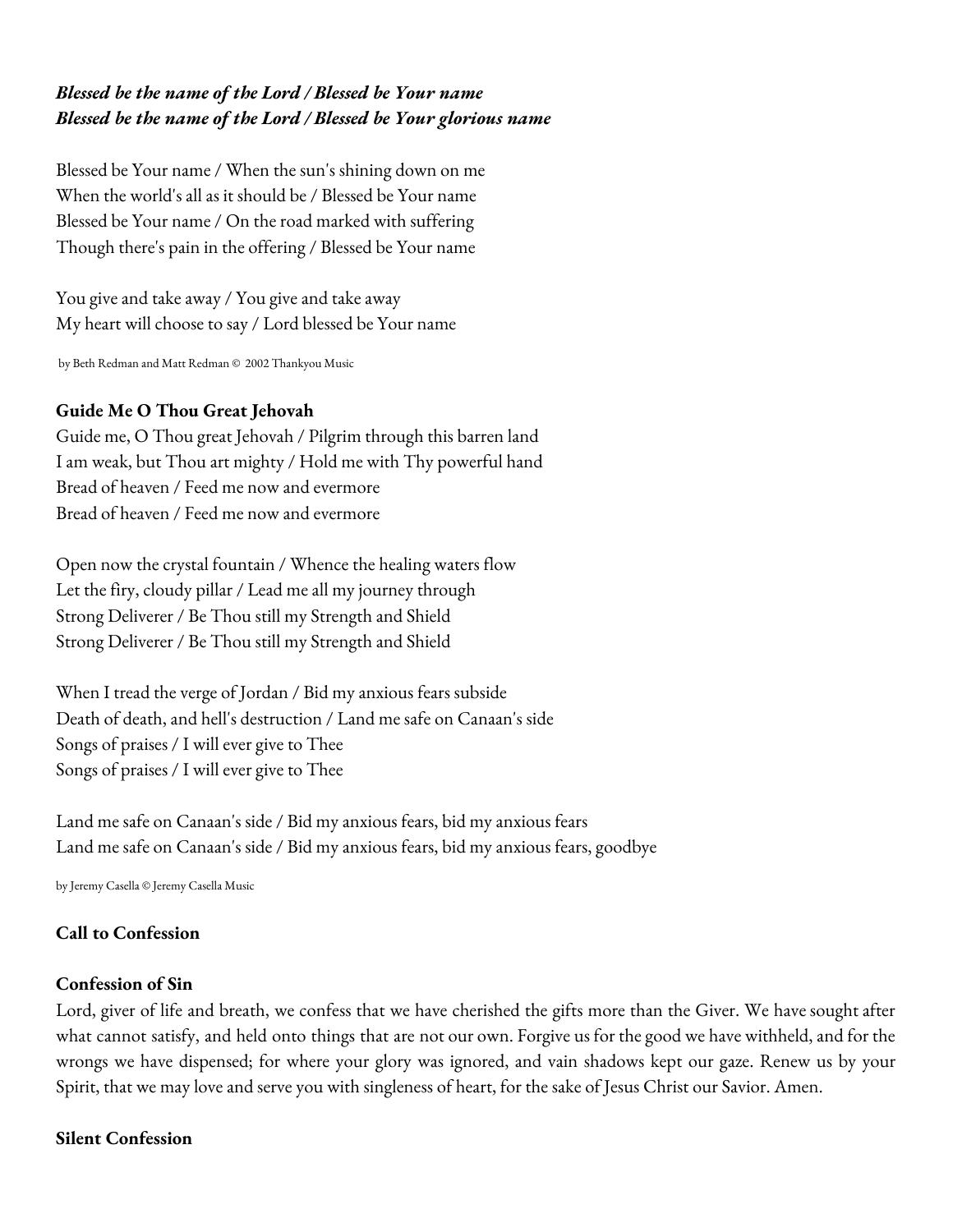***Blessed be the name of the Lord / Blessed be Your name***
***Blessed be the name of the Lord / Blessed be Your glorious name***

Blessed be Your name / When the sun's shining down on me
When the world's all as it should be / Blessed be Your name
Blessed be Your name / On the road marked with suffering
Though there's pain in the offering / Blessed be Your name

You give and take away / You give and take away
My heart will choose to say / Lord blessed be Your name

by Beth Redman and Matt Redman © 2002 Thankyou Music

**Guide Me O Thou Great Jehovah**

Guide me, O Thou great Jehovah / Pilgrim through this barren land
I am weak, but Thou art mighty / Hold me with Thy powerful hand
Bread of heaven / Feed me now and evermore
Bread of heaven / Feed me now and evermore

Open now the crystal fountain / Whence the healing waters flow
Let the firy, cloudy pillar / Lead me all my journey through
Strong Deliverer / Be Thou still my Strength and Shield
Strong Deliverer / Be Thou still my Strength and Shield

When I tread the verge of Jordan / Bid my anxious fears subside
Death of death, and hell's destruction / Land me safe on Canaan's side
Songs of praises / I will ever give to Thee
Songs of praises / I will ever give to Thee

Land me safe on Canaan's side / Bid my anxious fears, bid my anxious fears
Land me safe on Canaan's side / Bid my anxious fears, bid my anxious fears, goodbye

by Jeremy Casella © Jeremy Casella Music

**Call to Confession**

**Confession of Sin**

Lord, giver of life and breath, we confess that we have cherished the gifts more than the Giver. We have sought after what cannot satisfy, and held onto things that are not our own. Forgive us for the good we have withheld, and for the wrongs we have dispensed; for where your glory was ignored, and vain shadows kept our gaze. Renew us by your Spirit, that we may love and serve you with singleness of heart, for the sake of Jesus Christ our Savior. Amen.

**Silent Confession**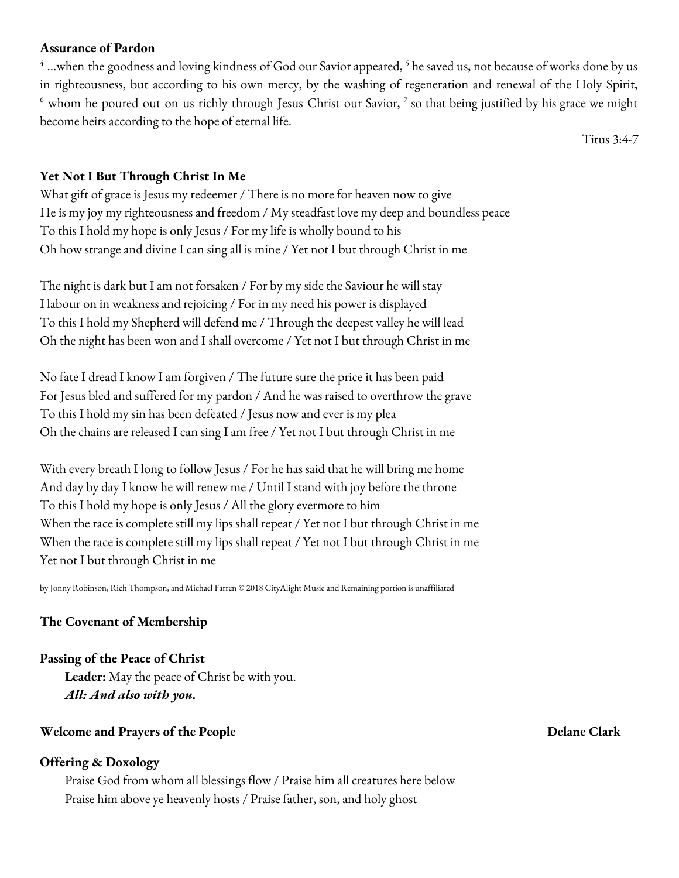**Assurance of Pardon**

[4] …when the goodness and loving kindness of God our Savior appeared, [5] he saved us, not because of works done by us in righteousness, but according to his own mercy, by the washing of regeneration and renewal of the Holy Spirit, [6] whom he poured out on us richly through Jesus Christ our Savior, [7] so that being justified by his grace we might become heirs according to the hope of eternal life.

Titus 3:4-7

**Yet Not I But Through Christ In Me**

What gift of grace is Jesus my redeemer / There is no more for heaven now to give
He is my joy my righteousness and freedom / My steadfast love my deep and boundless peace
To this I hold my hope is only Jesus / For my life is wholly bound to his
Oh how strange and divine I can sing all is mine / Yet not I but through Christ in me

The night is dark but I am not forsaken / For by my side the Saviour he will stay
I labour on in weakness and rejoicing / For in my need his power is displayed
To this I hold my Shepherd will defend me / Through the deepest valley he will lead
Oh the night has been won and I shall overcome / Yet not I but through Christ in me

No fate I dread I know I am forgiven / The future sure the price it has been paid
For Jesus bled and suffered for my pardon / And he was raised to overthrow the grave
To this I hold my sin has been defeated / Jesus now and ever is my plea
Oh the chains are released I can sing I am free / Yet not I but through Christ in me

With every breath I long to follow Jesus / For he has said that he will bring me home
And day by day I know he will renew me / Until I stand with joy before the throne
To this I hold my hope is only Jesus / All the glory evermore to him
When the race is complete still my lips shall repeat / Yet not I but through Christ in me
When the race is complete still my lips shall repeat / Yet not I but through Christ in me
Yet not I but through Christ in me

by Jonny Robinson, Rich Thompson, and Michael Farren © 2018 CityAlight Music and Remaining portion is unaffiliated

**The Covenant of Membership**

**Passing of the Peace of Christ**

**Leader:** May the peace of Christ be with you.
***All: And also with you.***

**Welcome and Prayers of the People** **Delane Clark**

**Offering & Doxology**

Praise God from whom all blessings flow / Praise him all creatures here below
Praise him above ye heavenly hosts / Praise father, son, and holy ghost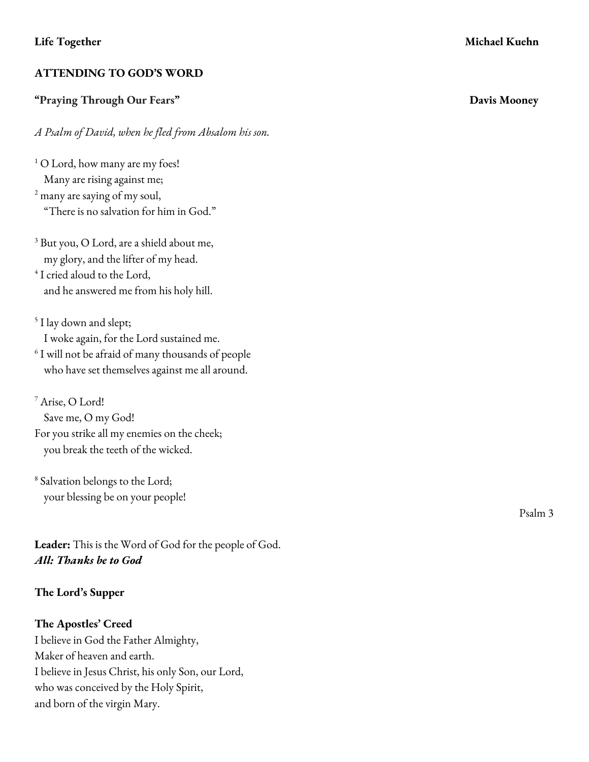**Life Together** **Michael Kuehn**

**ATTENDING TO GOD'S WORD**

**"Praying Through Our Fears"** **Davis Mooney**

*A Psalm of David, when he fled from Absalom his son.*

[1] O Lord, how many are my foes!  
Many are rising against me;  
[2] many are saying of my soul,  
"There is no salvation for him in God."

[3] But you, O Lord, are a shield about me,  
my glory, and the lifter of my head.  
[4] I cried aloud to the Lord,  
and he answered me from his holy hill.

[5] I lay down and slept;  
I woke again, for the Lord sustained me.  
[6] I will not be afraid of many thousands of people  
who have set themselves against me all around.

[7] Arise, O Lord!  
Save me, O my God!  
For you strike all my enemies on the cheek;  
you break the teeth of the wicked.

[8] Salvation belongs to the Lord;  
your blessing be on your people!

Psalm 3

**Leader:** This is the Word of God for the people of God.  
***All: Thanks be to God***

**The Lord's Supper**

**The Apostles' Creed**  
I believe in God the Father Almighty,  
Maker of heaven and earth.  
I believe in Jesus Christ, his only Son, our Lord,  
who was conceived by the Holy Spirit,  
and born of the virgin Mary.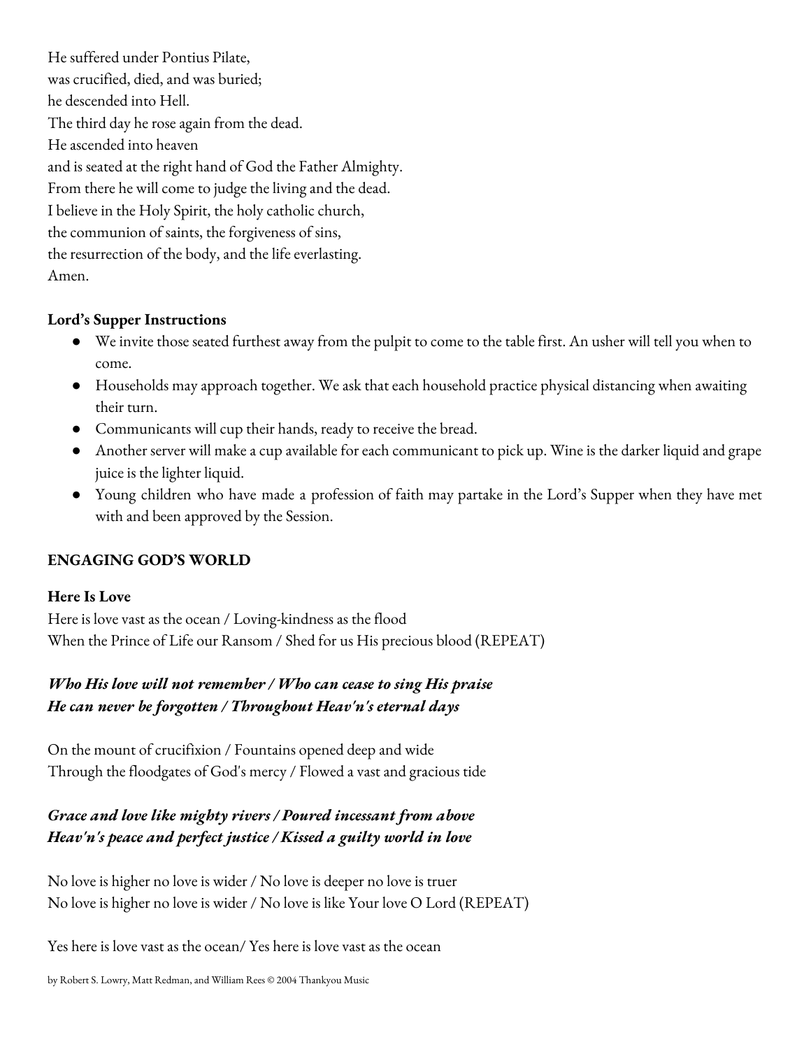He suffered under Pontius Pilate,
was crucified, died, and was buried;
he descended into Hell.
The third day he rose again from the dead.
He ascended into heaven
and is seated at the right hand of God the Father Almighty.
From there he will come to judge the living and the dead.
I believe in the Holy Spirit, the holy catholic church,
the communion of saints, the forgiveness of sins,
the resurrection of the body, and the life everlasting.
Amen.

**Lord's Supper Instructions**

- We invite those seated furthest away from the pulpit to come to the table first. An usher will tell you when to come.
- Households may approach together. We ask that each household practice physical distancing when awaiting their turn.
- Communicants will cup their hands, ready to receive the bread.
- Another server will make a cup available for each communicant to pick up. Wine is the darker liquid and grape juice is the lighter liquid.
- Young children who have made a profession of faith may partake in the Lord's Supper when they have met with and been approved by the Session.

**ENGAGING GOD'S WORLD**

**Here Is Love**

Here is love vast as the ocean / Loving-kindness as the flood
When the Prince of Life our Ransom / Shed for us His precious blood (REPEAT)

***Who His love will not remember / Who can cease to sing His praise***
***He can never be forgotten / Throughout Heav'n's eternal days***

On the mount of crucifixion / Fountains opened deep and wide
Through the floodgates of God's mercy / Flowed a vast and gracious tide

***Grace and love like mighty rivers / Poured incessant from above***
***Heav'n's peace and perfect justice / Kissed a guilty world in love***

No love is higher no love is wider / No love is deeper no love is truer
No love is higher no love is wider / No love is like Your love O Lord (REPEAT)

Yes here is love vast as the ocean/ Yes here is love vast as the ocean

by Robert S. Lowry, Matt Redman, and William Rees © 2004 Thankyou Music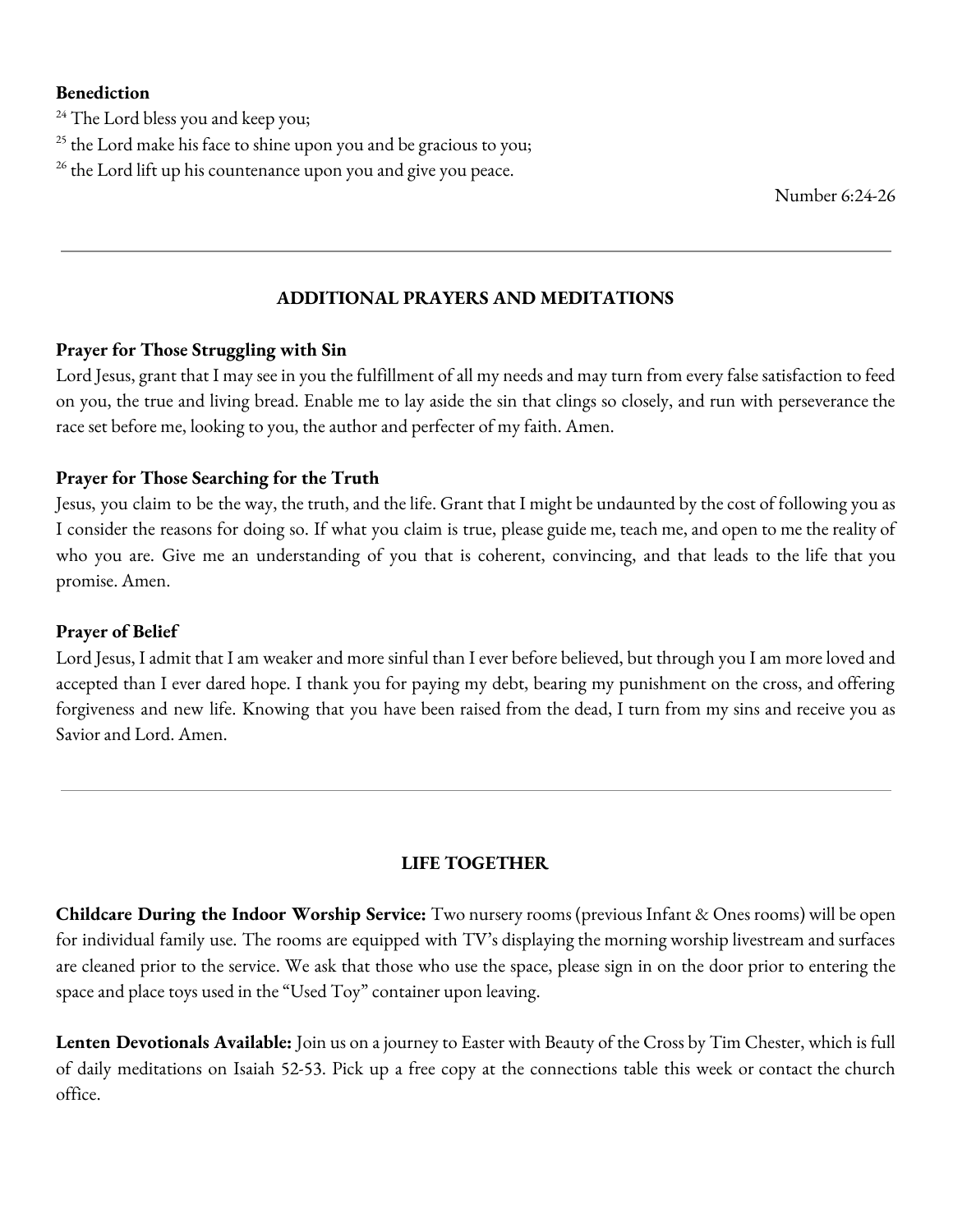**Benediction**

[24] The Lord bless you and keep you;
[25] the Lord make his face to shine upon you and be gracious to you;
[26] the Lord lift up his countenance upon you and give you peace.

Number 6:24-26

---

## ADDITIONAL PRAYERS AND MEDITATIONS

**Prayer for Those Struggling with Sin**

Lord Jesus, grant that I may see in you the fulfillment of all my needs and may turn from every false satisfaction to feed on you, the true and living bread. Enable me to lay aside the sin that clings so closely, and run with perseverance the race set before me, looking to you, the author and perfecter of my faith. Amen.

**Prayer for Those Searching for the Truth**

Jesus, you claim to be the way, the truth, and the life. Grant that I might be undaunted by the cost of following you as I consider the reasons for doing so. If what you claim is true, please guide me, teach me, and open to me the reality of who you are. Give me an understanding of you that is coherent, convincing, and that leads to the life that you promise. Amen.

**Prayer of Belief**

Lord Jesus, I admit that I am weaker and more sinful than I ever before believed, but through you I am more loved and accepted than I ever dared hope. I thank you for paying my debt, bearing my punishment on the cross, and offering forgiveness and new life. Knowing that you have been raised from the dead, I turn from my sins and receive you as Savior and Lord. Amen.

---

## LIFE TOGETHER

**Childcare During the Indoor Worship Service:** Two nursery rooms (previous Infant & Ones rooms) will be open for individual family use. The rooms are equipped with TV's displaying the morning worship livestream and surfaces are cleaned prior to the service. We ask that those who use the space, please sign in on the door prior to entering the space and place toys used in the "Used Toy" container upon leaving.

**Lenten Devotionals Available:** Join us on a journey to Easter with Beauty of the Cross by Tim Chester, which is full of daily meditations on Isaiah 52-53. Pick up a free copy at the connections table this week or contact the church office.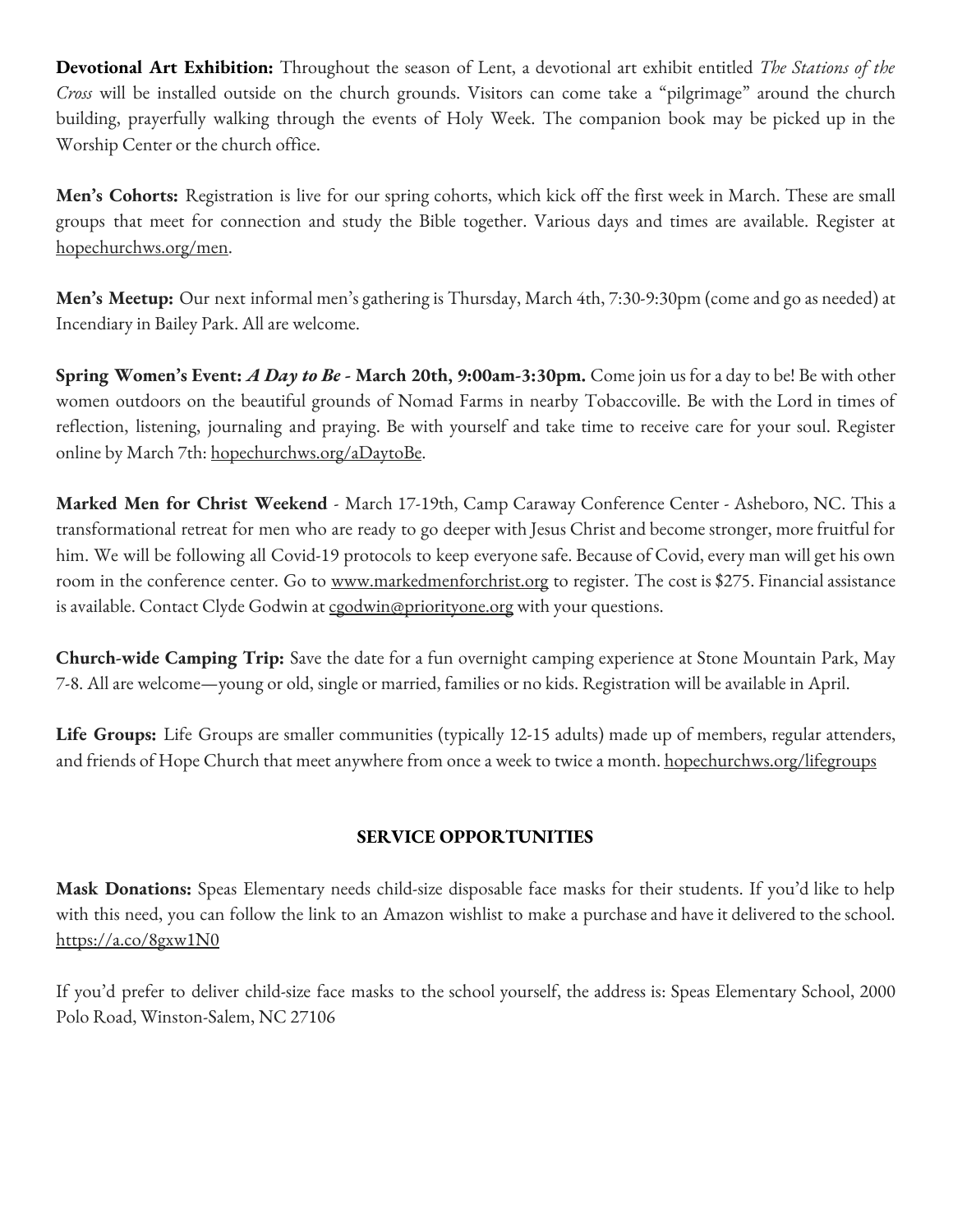**Devotional Art Exhibition:** Throughout the season of Lent, a devotional art exhibit entitled *The Stations of the Cross* will be installed outside on the church grounds. Visitors can come take a "pilgrimage" around the church building, prayerfully walking through the events of Holy Week. The companion book may be picked up in the Worship Center or the church office.

**Men's Cohorts:** Registration is live for our spring cohorts, which kick off the first week in March. These are small groups that meet for connection and study the Bible together. Various days and times are available. Register at hopechurchws.org/men.

**Men's Meetup:** Our next informal men's gathering is Thursday, March 4th, 7:30-9:30pm (come and go as needed) at Incendiary in Bailey Park. All are welcome.

**Spring Women's Event: *A Day to Be* - March 20th, 9:00am-3:30pm.** Come join us for a day to be! Be with other women outdoors on the beautiful grounds of Nomad Farms in nearby Tobaccoville. Be with the Lord in times of reflection, listening, journaling and praying. Be with yourself and take time to receive care for your soul. Register online by March 7th: hopechurchws.org/aDaytoBe.

**Marked Men for Christ Weekend** - March 17-19th, Camp Caraway Conference Center - Asheboro, NC. This a transformational retreat for men who are ready to go deeper with Jesus Christ and become stronger, more fruitful for him. We will be following all Covid-19 protocols to keep everyone safe. Because of Covid, every man will get his own room in the conference center. Go to www.markedmenforchrist.org to register. The cost is $275. Financial assistance is available. Contact Clyde Godwin at cgodwin@priorityone.org with your questions.

**Church-wide Camping Trip:** Save the date for a fun overnight camping experience at Stone Mountain Park, May 7-8. All are welcome—young or old, single or married, families or no kids. Registration will be available in April.

**Life Groups:** Life Groups are smaller communities (typically 12-15 adults) made up of members, regular attenders, and friends of Hope Church that meet anywhere from once a week to twice a month. hopechurchws.org/lifegroups

## SERVICE OPPORTUNITIES

**Mask Donations:** Speas Elementary needs child-size disposable face masks for their students. If you'd like to help with this need, you can follow the link to an Amazon wishlist to make a purchase and have it delivered to the school. https://a.co/8gxw1N0

If you'd prefer to deliver child-size face masks to the school yourself, the address is: Speas Elementary School, 2000 Polo Road, Winston-Salem, NC 27106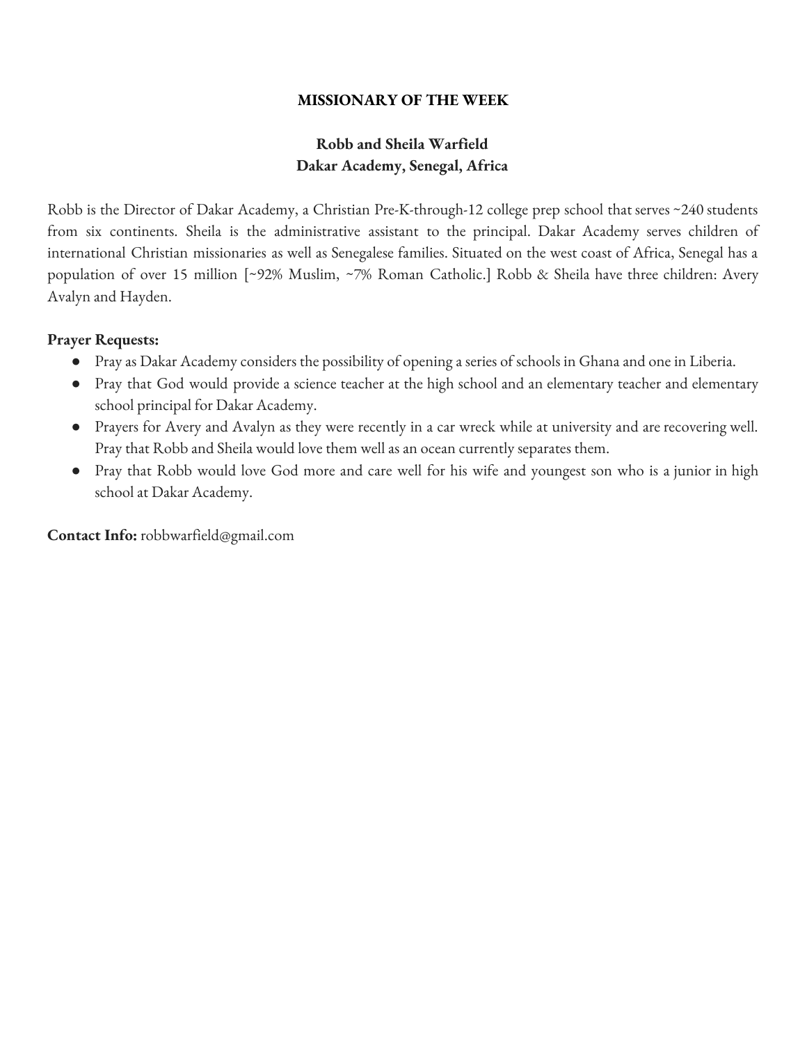**MISSIONARY OF THE WEEK**

**Robb and Sheila Warfield**
**Dakar Academy, Senegal, Africa**

Robb is the Director of Dakar Academy, a Christian Pre-K-through-12 college prep school that serves ~240 students from six continents. Sheila is the administrative assistant to the principal. Dakar Academy serves children of international Christian missionaries as well as Senegalese families. Situated on the west coast of Africa, Senegal has a population of over 15 million [~92% Muslim, ~7% Roman Catholic.] Robb & Sheila have three children: Avery Avalyn and Hayden.

**Prayer Requests:**

- Pray as Dakar Academy considers the possibility of opening a series of schools in Ghana and one in Liberia.
- Pray that God would provide a science teacher at the high school and an elementary teacher and elementary school principal for Dakar Academy.
- Prayers for Avery and Avalyn as they were recently in a car wreck while at university and are recovering well. Pray that Robb and Sheila would love them well as an ocean currently separates them.
- Pray that Robb would love God more and care well for his wife and youngest son who is a junior in high school at Dakar Academy.

**Contact Info:** robbwarfield@gmail.com